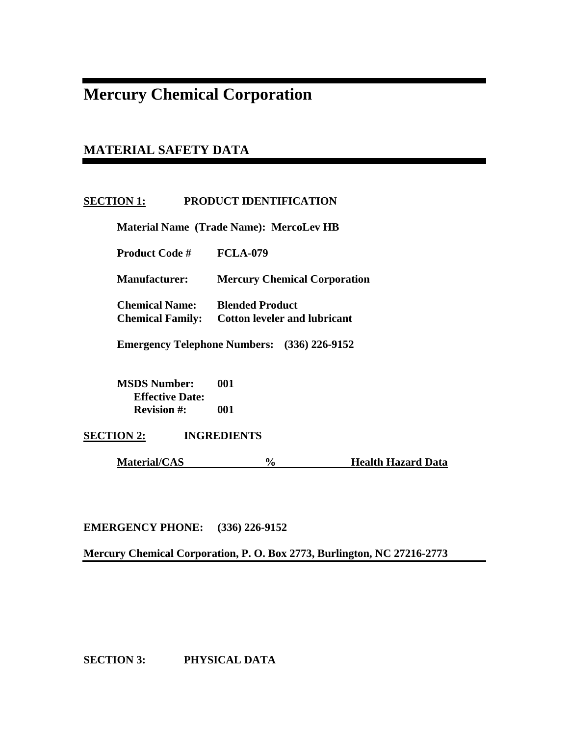# Mercury Chemical Corporation

## MATERIAL SAFETY DATA

**SECTION 1: PRODUCT IDENTIFICATION**

**Material Name (Trade Name): MercoLev HB**

**Product Code #** **FCLA-079**

**Manufacturer:** **Mercury Chemical Corporation**

**Chemical Name:** **Blended Product**
**Chemical Family:** **Cotton leveler and lubricant**

**Emergency Telephone Numbers: (336) 226-9152**

**MSDS Number:** **001**
**Effective Date:**
**Revision #:** **001**

**SECTION 2: INGREDIENTS**

| Material/CAS | % | Health Hazard Data |
|---|---|---|

**EMERGENCY PHONE: (336) 226-9152**

**Mercury Chemical Corporation, P. O. Box 2773, Burlington, NC 27216-2773**

**SECTION 3: PHYSICAL DATA**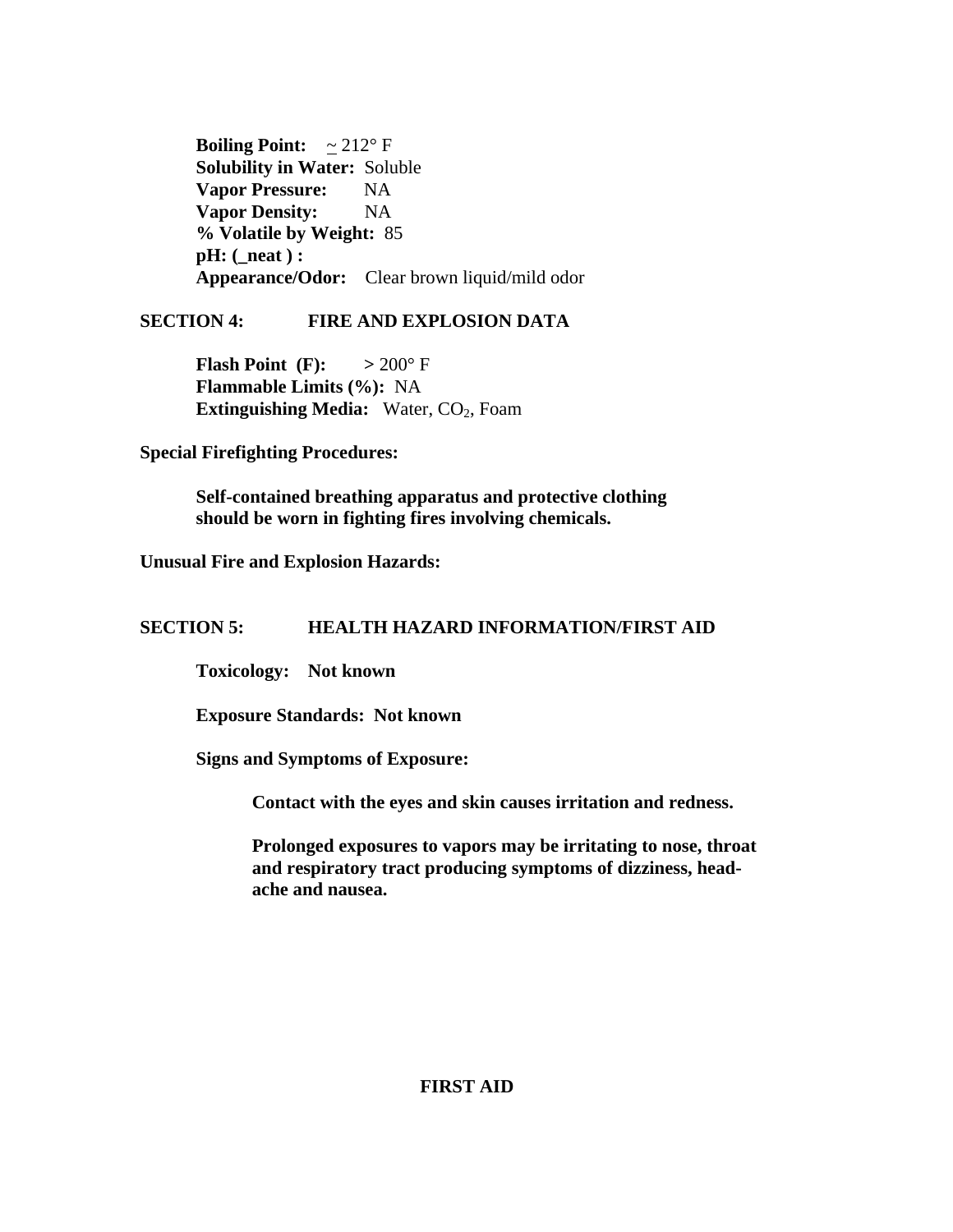**Boiling Point:** ~ 212° F
**Solubility in Water:** Soluble
**Vapor Pressure:** NA
**Vapor Density:** NA
**% Volatile by Weight:** 85
**pH: (_neat ) :**
**Appearance/Odor:** Clear brown liquid/mild odor

## SECTION 4: FIRE AND EXPLOSION DATA

**Flash Point (F):** > 200° F
**Flammable Limits (%):** NA
**Extinguishing Media:** Water, $CO_2$, Foam

**Special Firefighting Procedures:**

**Self-contained breathing apparatus and protective clothing should be worn in fighting fires involving chemicals.**

**Unusual Fire and Explosion Hazards:**

## SECTION 5: HEALTH HAZARD INFORMATION/FIRST AID

**Toxicology: Not known**

**Exposure Standards: Not known**

**Signs and Symptoms of Exposure:**

**Contact with the eyes and skin causes irritation and redness.**

**Prolonged exposures to vapors may be irritating to nose, throat and respiratory tract producing symptoms of dizziness, head-ache and nausea.**

**FIRST AID**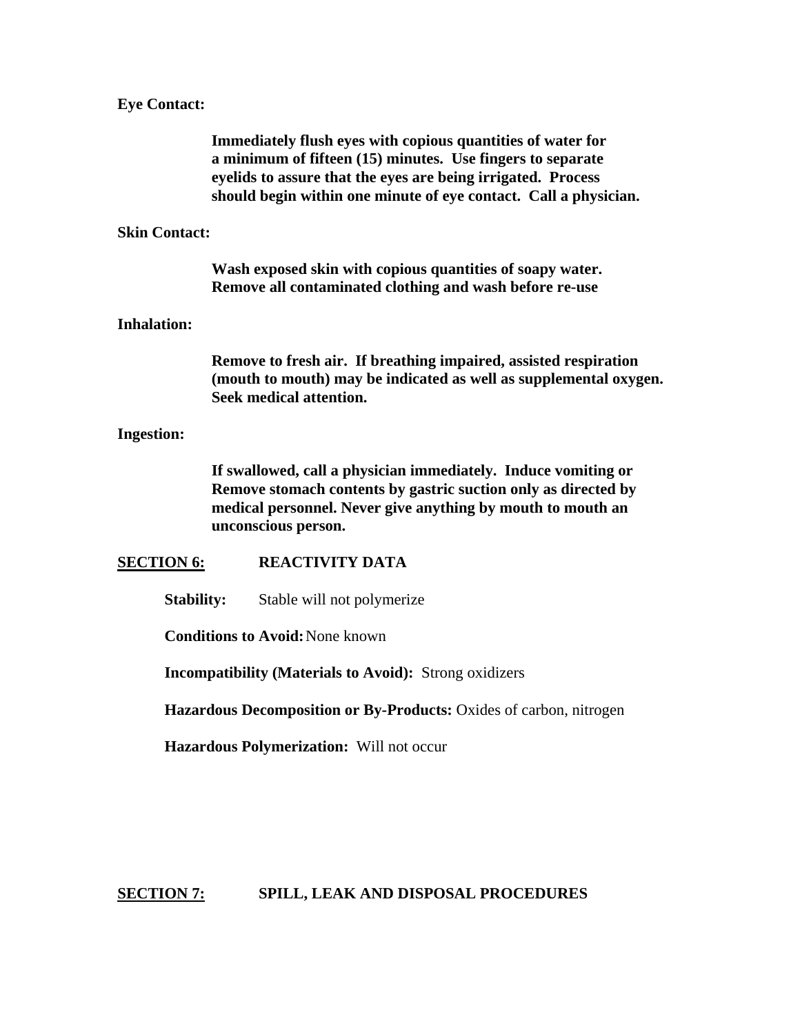**Eye Contact:**

> **Immediately flush eyes with copious quantities of water for a minimum of fifteen (15) minutes. Use fingers to separate eyelids to assure that the eyes are being irrigated. Process should begin within one minute of eye contact. Call a physician.**

**Skin Contact:**

> **Wash exposed skin with copious quantities of soapy water. Remove all contaminated clothing and wash before re-use**

**Inhalation:**

> **Remove to fresh air. If breathing impaired, assisted respiration (mouth to mouth) may be indicated as well as supplemental oxygen. Seek medical attention.**

**Ingestion:**

> **If swallowed, call a physician immediately. Induce vomiting or Remove stomach contents by gastric suction only as directed by medical personnel. Never give anything by mouth to mouth an unconscious person.**

## SECTION 6: REACTIVITY DATA

**Stability:** Stable will not polymerize

**Conditions to Avoid:** None known

**Incompatibility (Materials to Avoid):** Strong oxidizers

**Hazardous Decomposition or By-Products:** Oxides of carbon, nitrogen

**Hazardous Polymerization:** Will not occur

## SECTION 7: SPILL, LEAK AND DISPOSAL PROCEDURES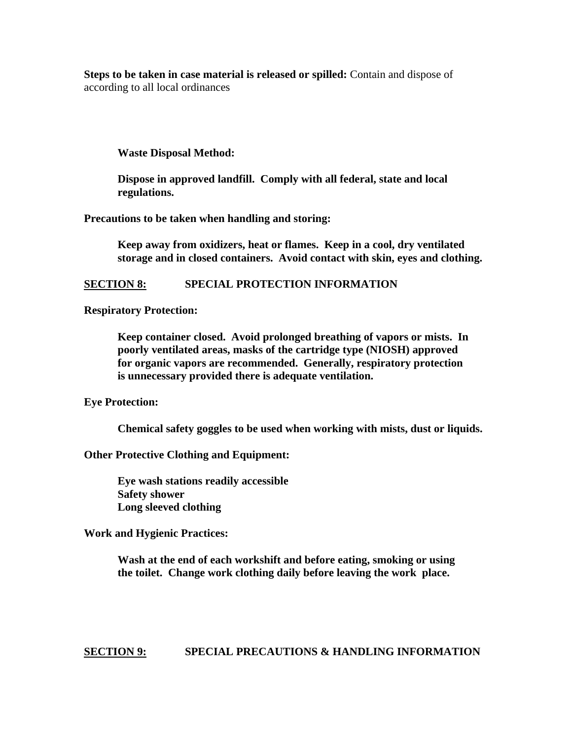**Steps to be taken in case material is released or spilled:** Contain and dispose of according to all local ordinances

**Waste Disposal Method:**

**Dispose in approved landfill. Comply with all federal, state and local regulations.**

**Precautions to be taken when handling and storing:**

**Keep away from oxidizers, heat or flames. Keep in a cool, dry ventilated storage and in closed containers. Avoid contact with skin, eyes and clothing.**

## <u>SECTION 8:</u> SPECIAL PROTECTION INFORMATION

**Respiratory Protection:**

**Keep container closed. Avoid prolonged breathing of vapors or mists. In poorly ventilated areas, masks of the cartridge type (NIOSH) approved for organic vapors are recommended. Generally, respiratory protection is unnecessary provided there is adequate ventilation.**

**Eye Protection:**

**Chemical safety goggles to be used when working with mists, dust or liquids.**

**Other Protective Clothing and Equipment:**

**Eye wash stations readily accessible**
**Safety shower**
**Long sleeved clothing**

**Work and Hygienic Practices:**

**Wash at the end of each workshift and before eating, smoking or using the toilet. Change work clothing daily before leaving the work place.**

## <u>SECTION 9:</u> SPECIAL PRECAUTIONS & HANDLING INFORMATION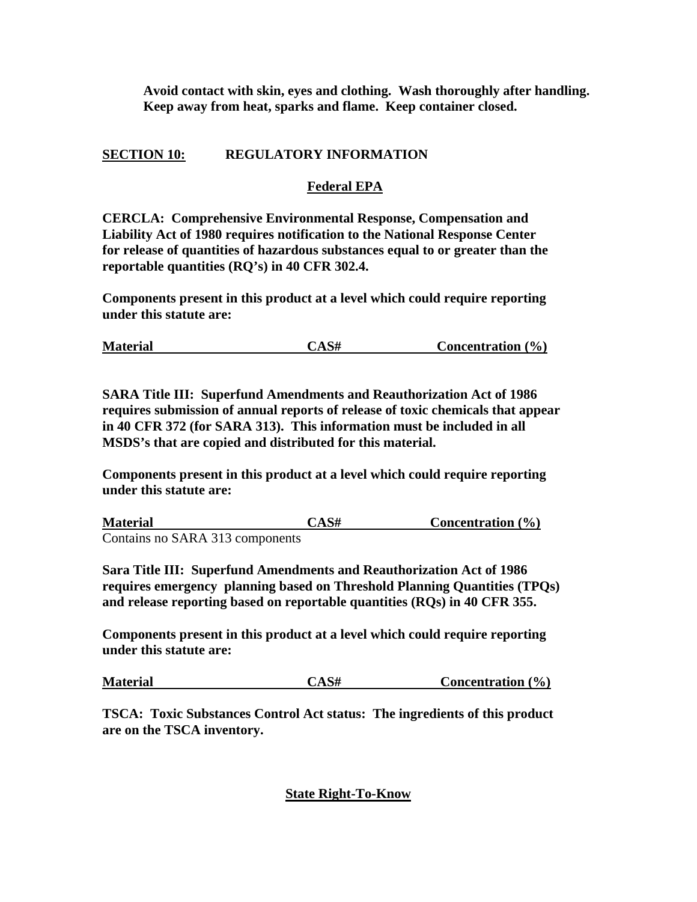**Avoid contact with skin, eyes and clothing. Wash thoroughly after handling. Keep away from heat, sparks and flame. Keep container closed.**

## SECTION 10: REGULATORY INFORMATION

### Federal EPA

**CERCLA: Comprehensive Environmental Response, Compensation and Liability Act of 1980 requires notification to the National Response Center for release of quantities of hazardous substances equal to or greater than the reportable quantities (RQ's) in 40 CFR 302.4.**

**Components present in this product at a level which could require reporting under this statute are:**

| Material | CAS# | Concentration (%) |
|---|---|---|

**SARA Title III: Superfund Amendments and Reauthorization Act of 1986 requires submission of annual reports of release of toxic chemicals that appear in 40 CFR 372 (for SARA 313). This information must be included in all MSDS's that are copied and distributed for this material.**

**Components present in this product at a level which could require reporting under this statute are:**

| Material | CAS# | Concentration (%) |
|---|---|---|
| Contains no SARA 313 components | | |

**Sara Title III: Superfund Amendments and Reauthorization Act of 1986 requires emergency planning based on Threshold Planning Quantities (TPQs) and release reporting based on reportable quantities (RQs) in 40 CFR 355.**

**Components present in this product at a level which could require reporting under this statute are:**

| Material | CAS# | Concentration (%) |
|---|---|---|

**TSCA: Toxic Substances Control Act status: The ingredients of this product are on the TSCA inventory.**

### State Right-To-Know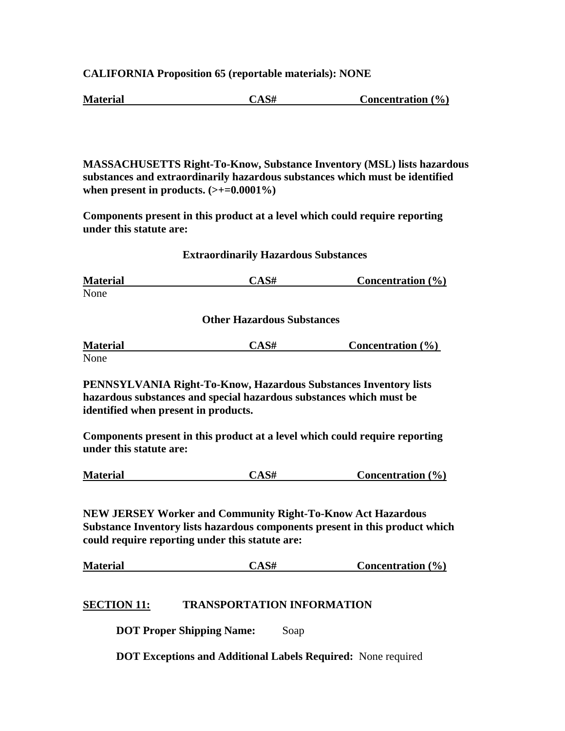**CALIFORNIA Proposition 65 (reportable materials): NONE**

| Material | CAS# | Concentration (%) |
|---|---|---|

**MASSACHUSETTS Right-To-Know, Substance Inventory (MSL) lists hazardous substances and extraordinarily hazardous substances which must be identified when present in products. (>+=0.0001%)**

**Components present in this product at a level which could require reporting under this statute are:**

**Extraordinarily Hazardous Substances**

| Material | CAS# | Concentration (%) |
|---|---|---|
| None | | |

**Other Hazardous Substances**

| Material | CAS# | Concentration (%) |
|---|---|---|
| None | | |

**PENNSYLVANIA Right-To-Know, Hazardous Substances Inventory lists hazardous substances and special hazardous substances which must be identified when present in products.**

**Components present in this product at a level which could require reporting under this statute are:**

| Material | CAS# | Concentration (%) |
|---|---|---|

**NEW JERSEY Worker and Community Right-To-Know Act Hazardous Substance Inventory lists hazardous components present in this product which could require reporting under this statute are:**

| Material | CAS# | Concentration (%) |
|---|---|---|

## SECTION 11: TRANSPORTATION INFORMATION

**DOT Proper Shipping Name:** Soap

**DOT Exceptions and Additional Labels Required:** None required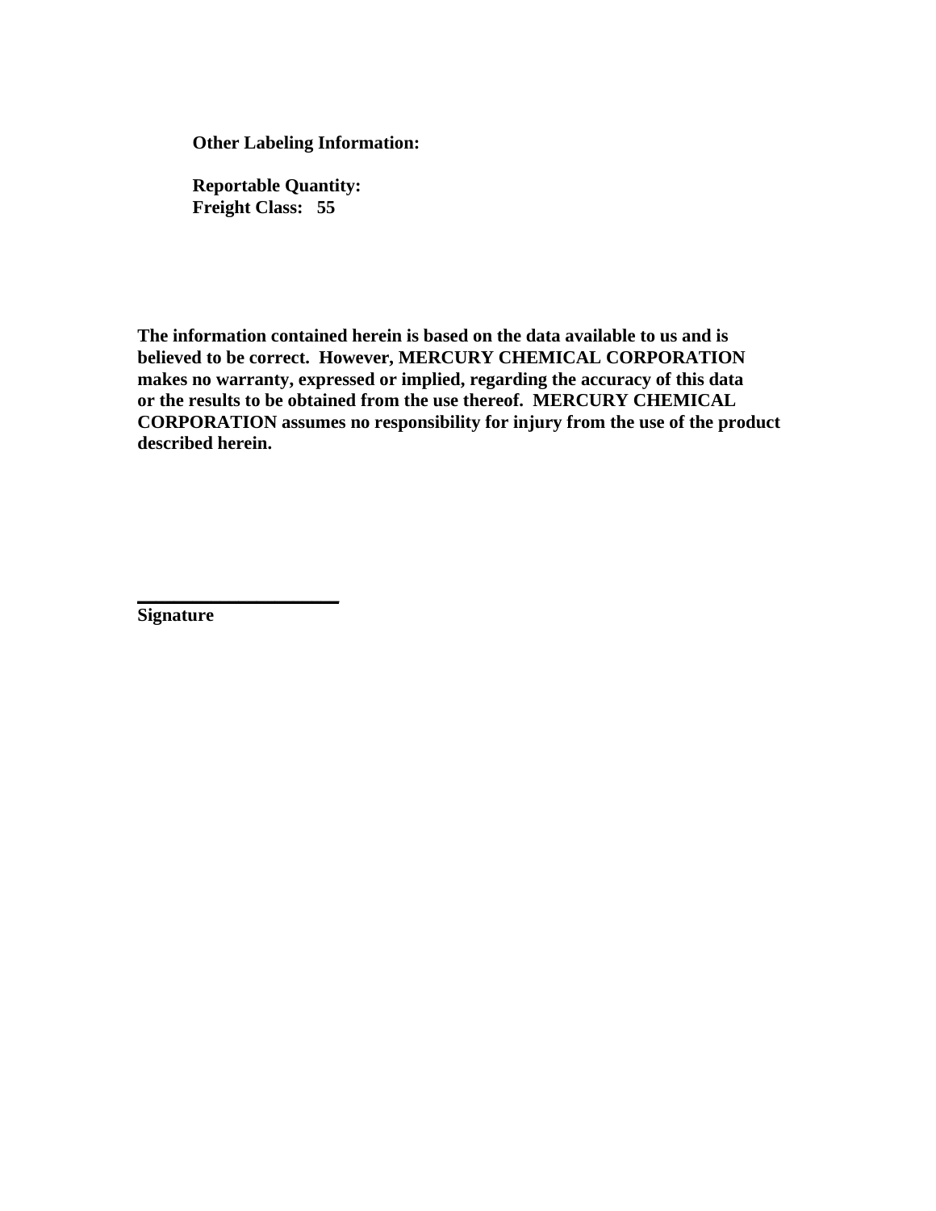**Other Labeling Information:**

**Reportable Quantity:**
**Freight Class: 55**

**The information contained herein is based on the data available to us and is believed to be correct. However, MERCURY CHEMICAL CORPORATION makes no warranty, expressed or implied, regarding the accuracy of this data or the results to be obtained from the use thereof. MERCURY CHEMICAL CORPORATION assumes no responsibility for injury from the use of the product described herein.**

______________________

**Signature**